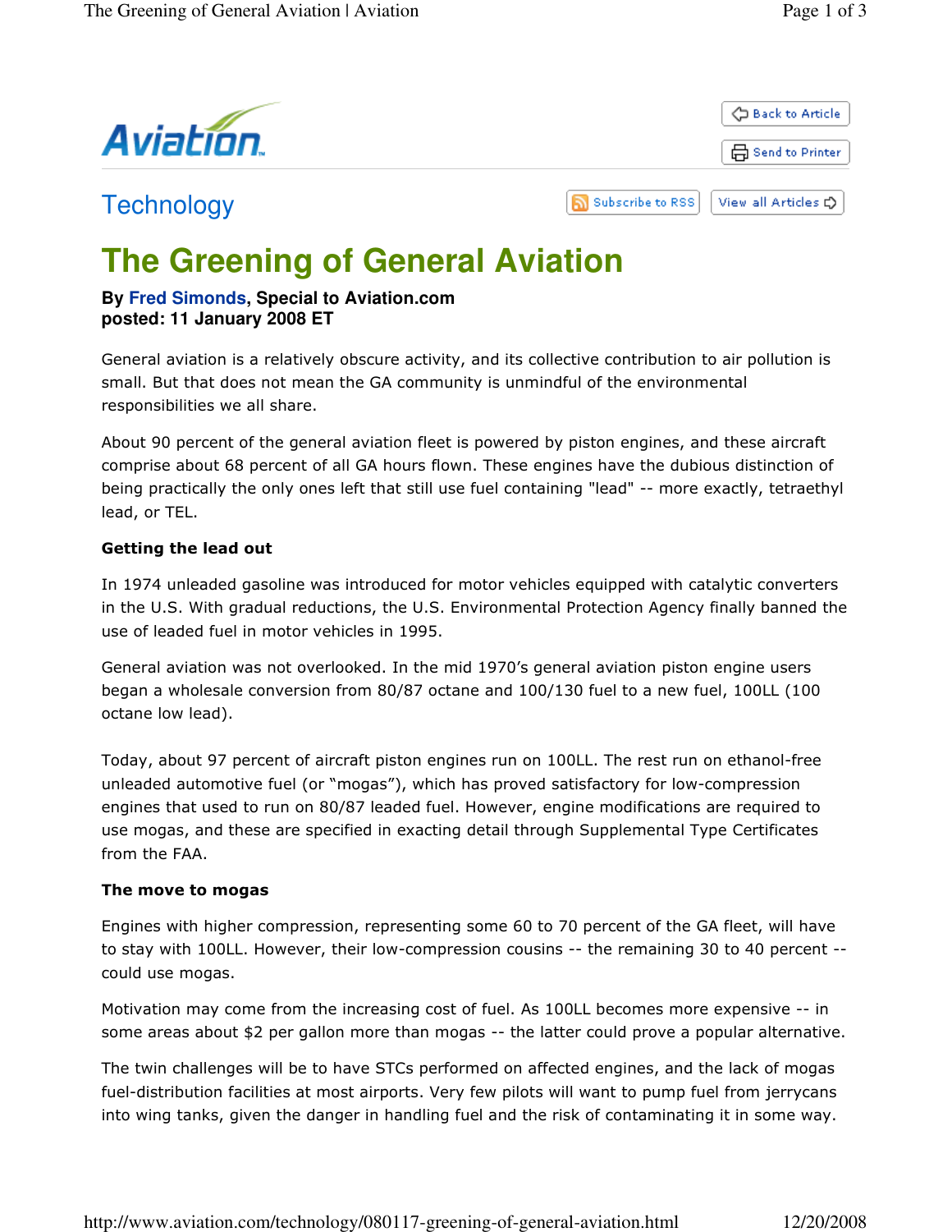Technology

# The Greening of General Aviation

**By Fred Simonds, Special to Aviation.com**
**posted: 11 January 2008 ET**

General aviation is a relatively obscure activity, and its collective contribution to air pollution is small. But that does not mean the GA community is unmindful of the environmental responsibilities we all share.

About 90 percent of the general aviation fleet is powered by piston engines, and these aircraft comprise about 68 percent of all GA hours flown. These engines have the dubious distinction of being practically the only ones left that still use fuel containing "lead" -- more exactly, tetraethyl lead, or TEL.

**Getting the lead out**

In 1974 unleaded gasoline was introduced for motor vehicles equipped with catalytic converters in the U.S. With gradual reductions, the U.S. Environmental Protection Agency finally banned the use of leaded fuel in motor vehicles in 1995.

General aviation was not overlooked. In the mid 1970's general aviation piston engine users began a wholesale conversion from 80/87 octane and 100/130 fuel to a new fuel, 100LL (100 octane low lead).

Today, about 97 percent of aircraft piston engines run on 100LL. The rest run on ethanol-free unleaded automotive fuel (or "mogas"), which has proved satisfactory for low-compression engines that used to run on 80/87 leaded fuel. However, engine modifications are required to use mogas, and these are specified in exacting detail through Supplemental Type Certificates from the FAA.

**The move to mogas**

Engines with higher compression, representing some 60 to 70 percent of the GA fleet, will have to stay with 100LL. However, their low-compression cousins -- the remaining 30 to 40 percent -- could use mogas.

Motivation may come from the increasing cost of fuel. As 100LL becomes more expensive -- in some areas about $2 per gallon more than mogas -- the latter could prove a popular alternative.

The twin challenges will be to have STCs performed on affected engines, and the lack of mogas fuel-distribution facilities at most airports. Very few pilots will want to pump fuel from jerrycans into wing tanks, given the danger in handling fuel and the risk of contaminating it in some way.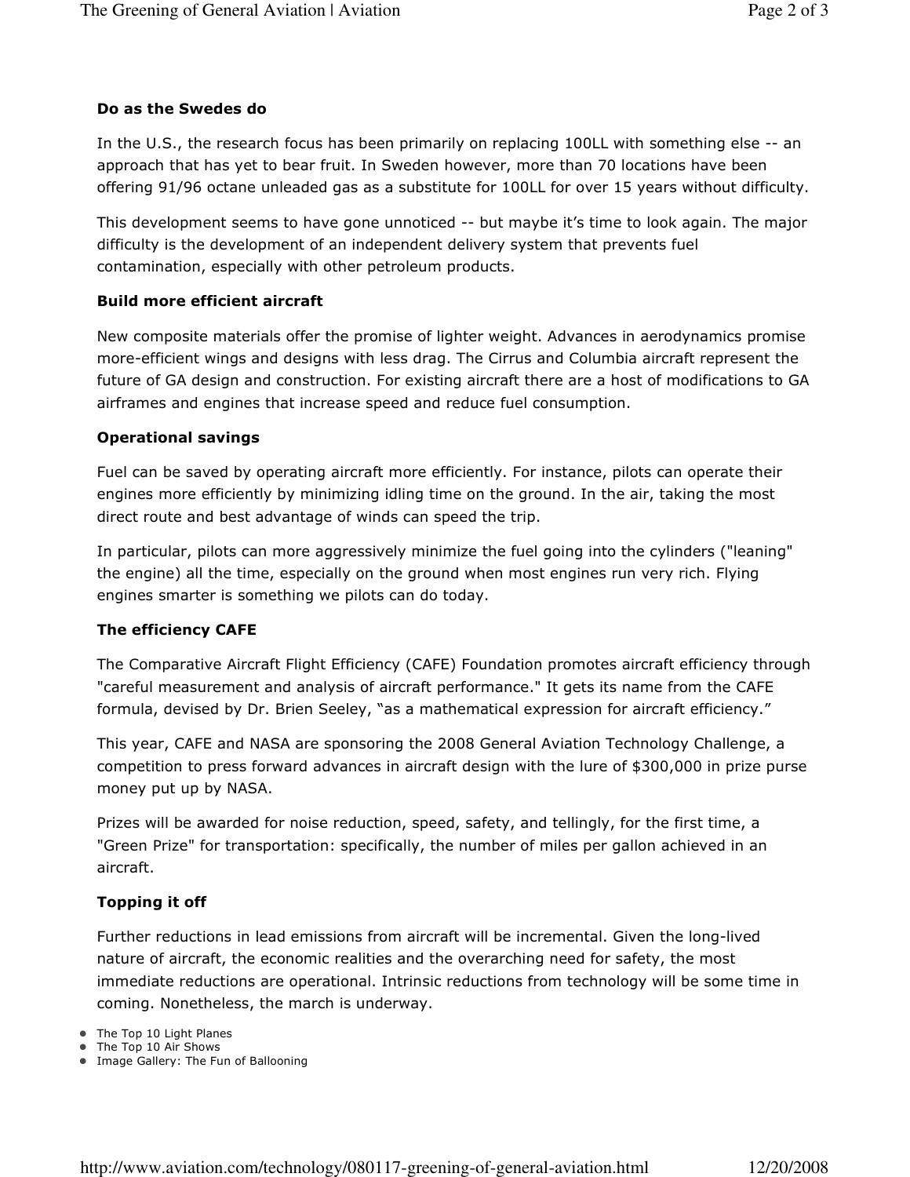### Do as the Swedes do

In the U.S., the research focus has been primarily on replacing 100LL with something else -- an approach that has yet to bear fruit. In Sweden however, more than 70 locations have been offering 91/96 octane unleaded gas as a substitute for 100LL for over 15 years without difficulty.

This development seems to have gone unnoticed -- but maybe it's time to look again. The major difficulty is the development of an independent delivery system that prevents fuel contamination, especially with other petroleum products.

### Build more efficient aircraft

New composite materials offer the promise of lighter weight. Advances in aerodynamics promise more-efficient wings and designs with less drag. The Cirrus and Columbia aircraft represent the future of GA design and construction. For existing aircraft there are a host of modifications to GA airframes and engines that increase speed and reduce fuel consumption.

### Operational savings

Fuel can be saved by operating aircraft more efficiently. For instance, pilots can operate their engines more efficiently by minimizing idling time on the ground. In the air, taking the most direct route and best advantage of winds can speed the trip.

In particular, pilots can more aggressively minimize the fuel going into the cylinders ("leaning" the engine) all the time, especially on the ground when most engines run very rich. Flying engines smarter is something we pilots can do today.

### The efficiency CAFE

The Comparative Aircraft Flight Efficiency (CAFE) Foundation promotes aircraft efficiency through "careful measurement and analysis of aircraft performance." It gets its name from the CAFE formula, devised by Dr. Brien Seeley, "as a mathematical expression for aircraft efficiency."

This year, CAFE and NASA are sponsoring the 2008 General Aviation Technology Challenge, a competition to press forward advances in aircraft design with the lure of $300,000 in prize purse money put up by NASA.

Prizes will be awarded for noise reduction, speed, safety, and tellingly, for the first time, a "Green Prize" for transportation: specifically, the number of miles per gallon achieved in an aircraft.

### Topping it off

Further reductions in lead emissions from aircraft will be incremental. Given the long-lived nature of aircraft, the economic realities and the overarching need for safety, the most immediate reductions are operational. Intrinsic reductions from technology will be some time in coming. Nonetheless, the march is underway.

- The Top 10 Light Planes
- The Top 10 Air Shows
- Image Gallery: The Fun of Ballooning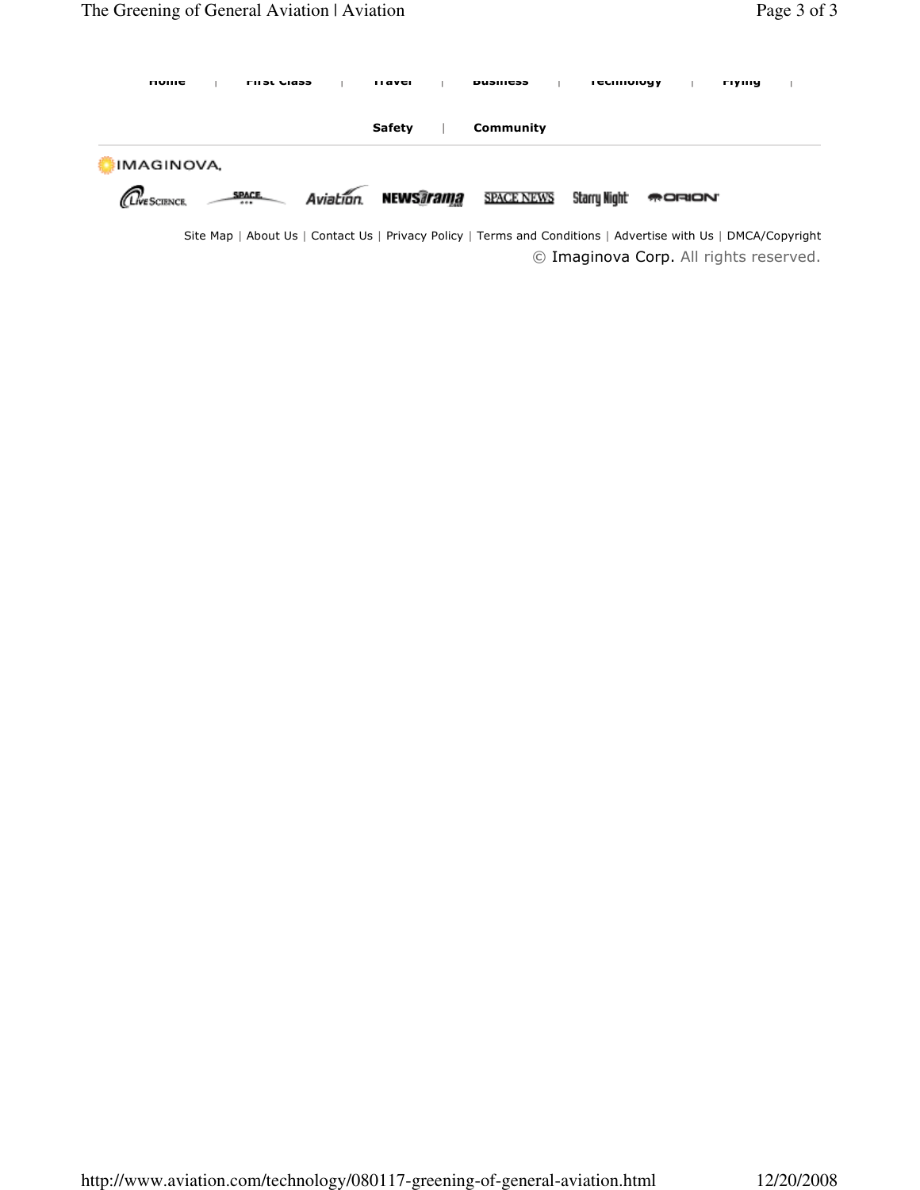Home | First Class | Travel | Business | Technology | Flying | Safety | Community

IMAGINOVA

LiveScience | Space | Aviation | Newsarama | Space News | Starry Night | Orion

Site Map | About Us | Contact Us | Privacy Policy | Terms and Conditions | Advertise with Us | DMCA/Copyright

© Imaginova Corp. All rights reserved.